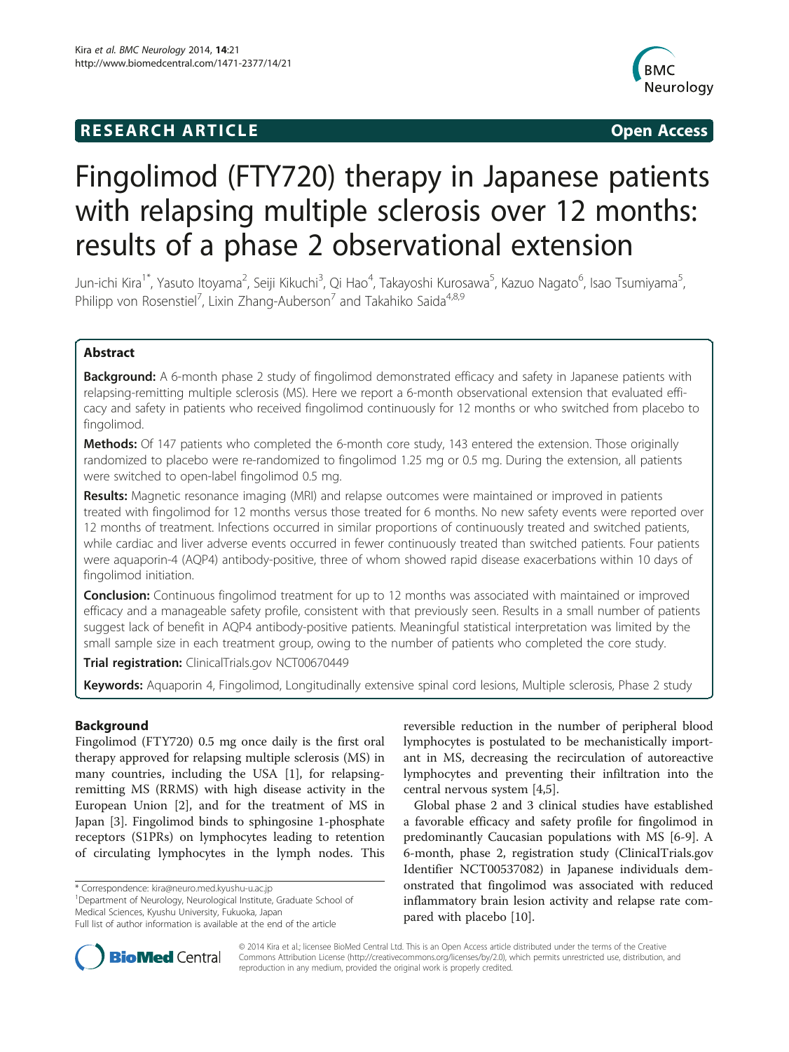RESEARCH ARTICLE

Open Access

# Fingolimod (FTY720) therapy in Japanese patients with relapsing multiple sclerosis over 12 months: results of a phase 2 observational extension

Jun-ichi Kira[1*], Yasuto Itoyama[2], Seiji Kikuchi[3], Qi Hao[4], Takayoshi Kurosawa[5], Kazuo Nagato[6], Isao Tsumiyama[5], Philipp von Rosenstiel[7], Lixin Zhang-Auberson[7] and Takahiko Saida[4,8,9]

## Abstract

**Background:** A 6-month phase 2 study of fingolimod demonstrated efficacy and safety in Japanese patients with relapsing-remitting multiple sclerosis (MS). Here we report a 6-month observational extension that evaluated efficacy and safety in patients who received fingolimod continuously for 12 months or who switched from placebo to fingolimod.

**Methods:** Of 147 patients who completed the 6-month core study, 143 entered the extension. Those originally randomized to placebo were re-randomized to fingolimod 1.25 mg or 0.5 mg. During the extension, all patients were switched to open-label fingolimod 0.5 mg.

**Results:** Magnetic resonance imaging (MRI) and relapse outcomes were maintained or improved in patients treated with fingolimod for 12 months versus those treated for 6 months. No new safety events were reported over 12 months of treatment. Infections occurred in similar proportions of continuously treated and switched patients, while cardiac and liver adverse events occurred in fewer continuously treated than switched patients. Four patients were aquaporin-4 (AQP4) antibody-positive, three of whom showed rapid disease exacerbations within 10 days of fingolimod initiation.

**Conclusion:** Continuous fingolimod treatment for up to 12 months was associated with maintained or improved efficacy and a manageable safety profile, consistent with that previously seen. Results in a small number of patients suggest lack of benefit in AQP4 antibody-positive patients. Meaningful statistical interpretation was limited by the small sample size in each treatment group, owing to the number of patients who completed the core study.

**Trial registration:** ClinicalTrials.gov NCT00670449

**Keywords:** Aquaporin 4, Fingolimod, Longitudinally extensive spinal cord lesions, Multiple sclerosis, Phase 2 study

## Background

Fingolimod (FTY720) 0.5 mg once daily is the first oral therapy approved for relapsing multiple sclerosis (MS) in many countries, including the USA [1], for relapsing-remitting MS (RRMS) with high disease activity in the European Union [2], and for the treatment of MS in Japan [3]. Fingolimod binds to sphingosine 1-phosphate receptors (S1PRs) on lymphocytes leading to retention of circulating lymphocytes in the lymph nodes. This reversible reduction in the number of peripheral blood lymphocytes is postulated to be mechanistically important in MS, decreasing the recirculation of autoreactive lymphocytes and preventing their infiltration into the central nervous system [4,5].

Global phase 2 and 3 clinical studies have established a favorable efficacy and safety profile for fingolimod in predominantly Caucasian populations with MS [6-9]. A 6-month, phase 2, registration study (ClinicalTrials.gov Identifier NCT00537082) in Japanese individuals demonstrated that fingolimod was associated with reduced inflammatory brain lesion activity and relapse rate compared with placebo [10].

\* Correspondence: kira@neuro.med.kyushu-u.ac.jp
[1]Department of Neurology, Neurological Institute, Graduate School of Medical Sciences, Kyushu University, Fukuoka, Japan
Full list of author information is available at the end of the article

© 2014 Kira et al.; licensee BioMed Central Ltd. This is an Open Access article distributed under the terms of the Creative Commons Attribution License (http://creativecommons.org/licenses/by/2.0), which permits unrestricted use, distribution, and reproduction in any medium, provided the original work is properly credited.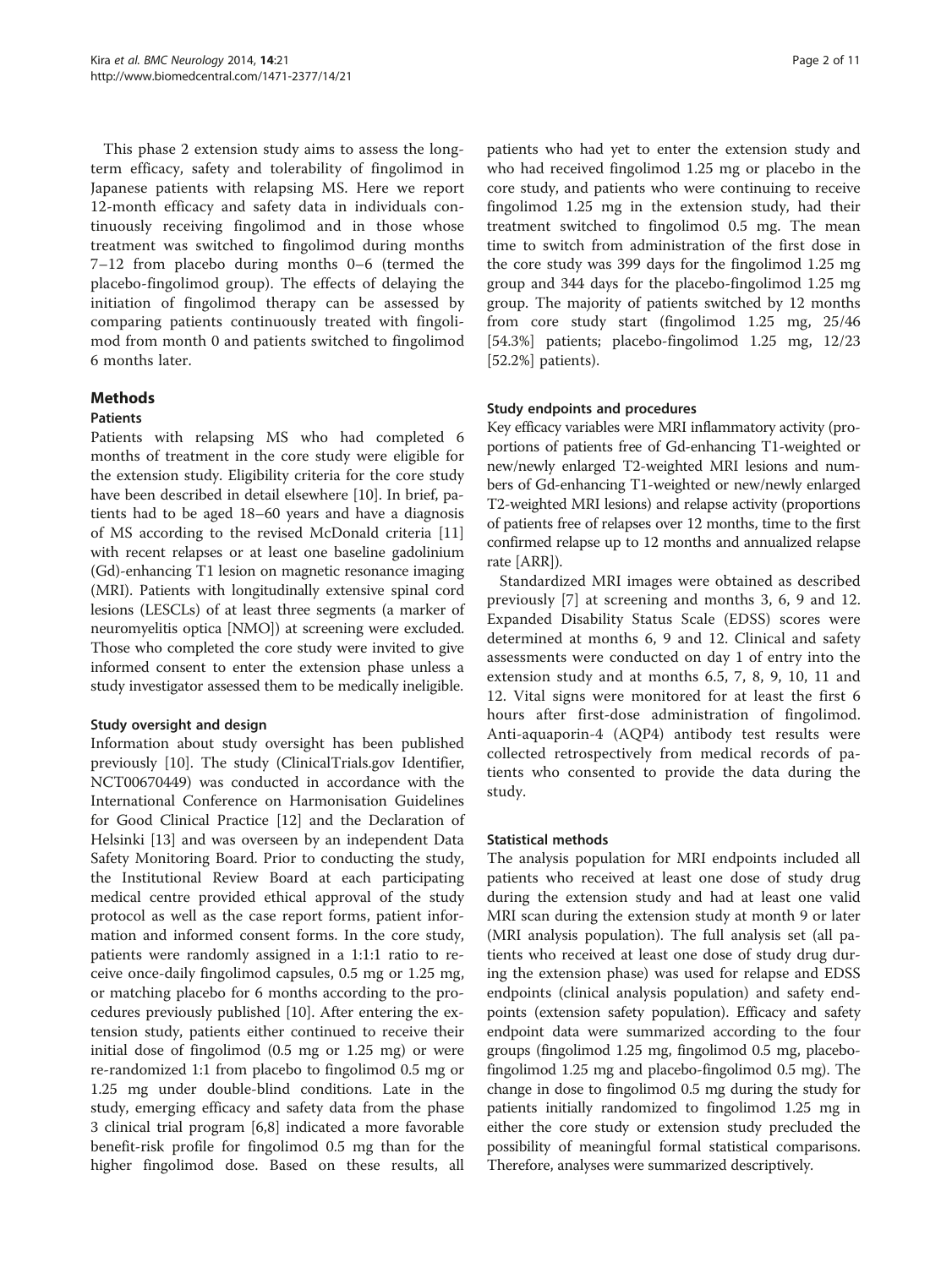This phase 2 extension study aims to assess the long-term efficacy, safety and tolerability of fingolimod in Japanese patients with relapsing MS. Here we report 12-month efficacy and safety data in individuals continuously receiving fingolimod and in those whose treatment was switched to fingolimod during months 7–12 from placebo during months 0–6 (termed the placebo-fingolimod group). The effects of delaying the initiation of fingolimod therapy can be assessed by comparing patients continuously treated with fingolimod from month 0 and patients switched to fingolimod 6 months later.

## Methods

### Patients

Patients with relapsing MS who had completed 6 months of treatment in the core study were eligible for the extension study. Eligibility criteria for the core study have been described in detail elsewhere [10]. In brief, patients had to be aged 18–60 years and have a diagnosis of MS according to the revised McDonald criteria [11] with recent relapses or at least one baseline gadolinium (Gd)-enhancing T1 lesion on magnetic resonance imaging (MRI). Patients with longitudinally extensive spinal cord lesions (LESCLs) of at least three segments (a marker of neuromyelitis optica [NMO]) at screening were excluded. Those who completed the core study were invited to give informed consent to enter the extension phase unless a study investigator assessed them to be medically ineligible.

#### Study oversight and design

Information about study oversight has been published previously [10]. The study (ClinicalTrials.gov Identifier, NCT00670449) was conducted in accordance with the International Conference on Harmonisation Guidelines for Good Clinical Practice [12] and the Declaration of Helsinki [13] and was overseen by an independent Data Safety Monitoring Board. Prior to conducting the study, the Institutional Review Board at each participating medical centre provided ethical approval of the study protocol as well as the case report forms, patient information and informed consent forms. In the core study, patients were randomly assigned in a 1:1:1 ratio to receive once-daily fingolimod capsules, 0.5 mg or 1.25 mg, or matching placebo for 6 months according to the procedures previously published [10]. After entering the extension study, patients either continued to receive their initial dose of fingolimod (0.5 mg or 1.25 mg) or were re-randomized 1:1 from placebo to fingolimod 0.5 mg or 1.25 mg under double-blind conditions. Late in the study, emerging efficacy and safety data from the phase 3 clinical trial program [6,8] indicated a more favorable benefit-risk profile for fingolimod 0.5 mg than for the higher fingolimod dose. Based on these results, all patients who had yet to enter the extension study and who had received fingolimod 1.25 mg or placebo in the core study, and patients who were continuing to receive fingolimod 1.25 mg in the extension study, had their treatment switched to fingolimod 0.5 mg. The mean time to switch from administration of the first dose in the core study was 399 days for the fingolimod 1.25 mg group and 344 days for the placebo-fingolimod 1.25 mg group. The majority of patients switched by 12 months from core study start (fingolimod 1.25 mg, 25/46 [54.3%] patients; placebo-fingolimod 1.25 mg, 12/23 [52.2%] patients).

#### Study endpoints and procedures

Key efficacy variables were MRI inflammatory activity (proportions of patients free of Gd-enhancing T1-weighted or new/newly enlarged T2-weighted MRI lesions and numbers of Gd-enhancing T1-weighted or new/newly enlarged T2-weighted MRI lesions) and relapse activity (proportions of patients free of relapses over 12 months, time to the first confirmed relapse up to 12 months and annualized relapse rate [ARR]).

Standardized MRI images were obtained as described previously [7] at screening and months 3, 6, 9 and 12. Expanded Disability Status Scale (EDSS) scores were determined at months 6, 9 and 12. Clinical and safety assessments were conducted on day 1 of entry into the extension study and at months 6.5, 7, 8, 9, 10, 11 and 12. Vital signs were monitored for at least the first 6 hours after first-dose administration of fingolimod. Anti-aquaporin-4 (AQP4) antibody test results were collected retrospectively from medical records of patients who consented to provide the data during the study.

#### Statistical methods

The analysis population for MRI endpoints included all patients who received at least one dose of study drug during the extension study and had at least one valid MRI scan during the extension study at month 9 or later (MRI analysis population). The full analysis set (all patients who received at least one dose of study drug during the extension phase) was used for relapse and EDSS endpoints (clinical analysis population) and safety endpoints (extension safety population). Efficacy and safety endpoint data were summarized according to the four groups (fingolimod 1.25 mg, fingolimod 0.5 mg, placebo-fingolimod 1.25 mg and placebo-fingolimod 0.5 mg). The change in dose to fingolimod 0.5 mg during the study for patients initially randomized to fingolimod 1.25 mg in either the core study or extension study precluded the possibility of meaningful formal statistical comparisons. Therefore, analyses were summarized descriptively.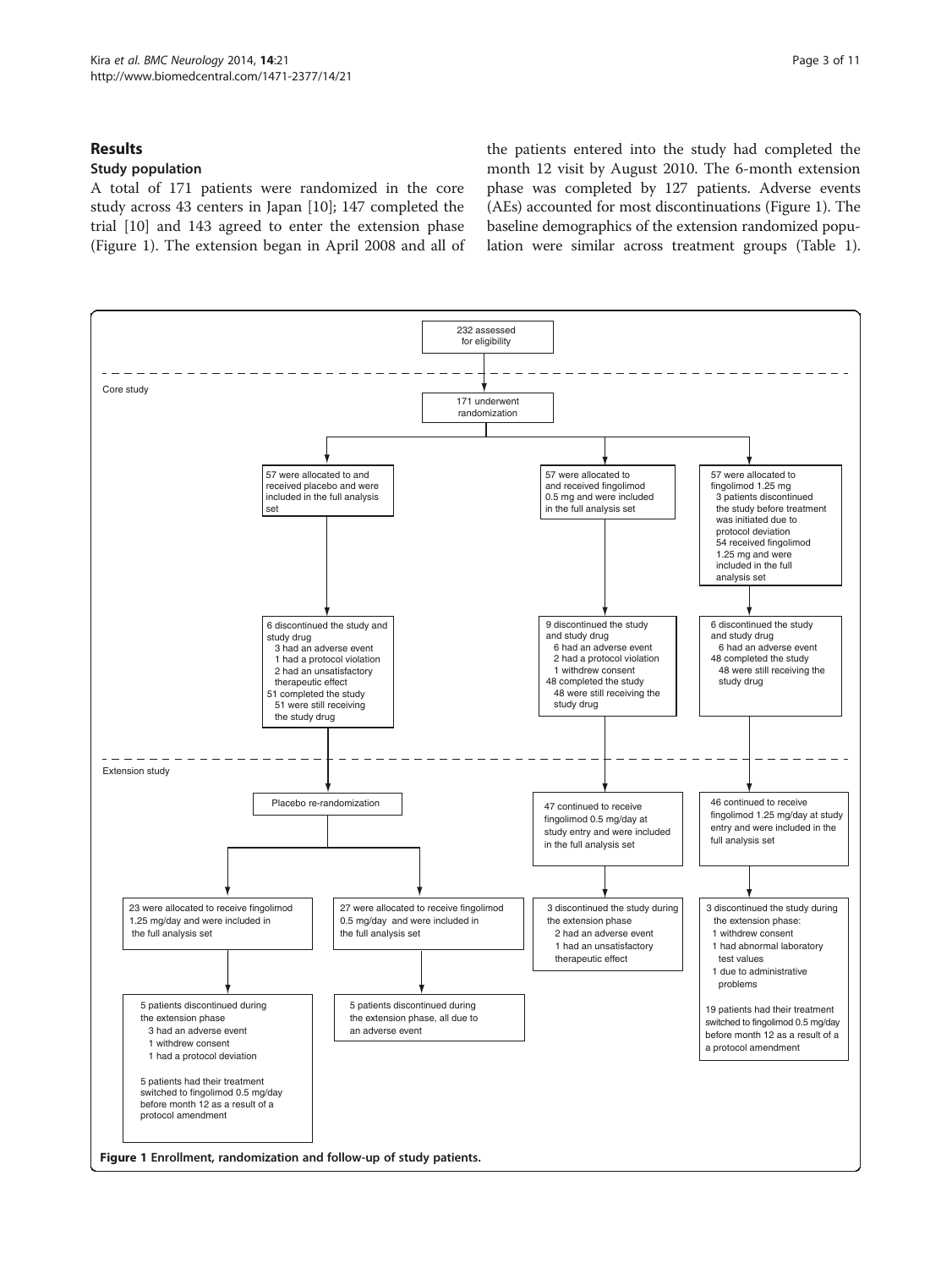## Results

### Study population

A total of 171 patients were randomized in the core study across 43 centers in Japan [10]; 147 completed the trial [10] and 143 agreed to enter the extension phase (Figure 1). The extension began in April 2008 and all of the patients entered into the study had completed the month 12 visit by August 2010. The 6-month extension phase was completed by 127 patients. Adverse events (AEs) accounted for most discontinuations (Figure 1). The baseline demographics of the extension randomized population were similar across treatment groups (Table 1).

232 assessed for eligibility

Core study

171 underwent randomization

57 were allocated to and received placebo and were included in the full analysis set

57 were allocated to and received fingolimod 0.5 mg and were included in the full analysis set

57 were allocated to fingolimod 1.25 mg
3 patients discontinued the study before treatment was initiated due to protocol deviation
54 received fingolimod 1.25 mg and were included in the full analysis set

6 discontinued the study and study drug
3 had an adverse event
1 had a protocol violation
2 had an unsatisfactory therapeutic effect
51 completed the study
51 were still receiving the study drug

9 discontinued the study and study drug
6 had an adverse event
2 had a protocol violation
1 withdrew consent
48 completed the study
48 were still receiving the study drug

6 discontinued the study and study drug
6 had an adverse event
48 completed the study
48 were still receiving the study drug

Extension study

Placebo re-randomization

47 continued to receive fingolimod 0.5 mg/day at study entry and were included in the full analysis set

46 continued to receive fingolimod 1.25 mg/day at study entry and were included in the full analysis set

23 were allocated to receive fingolimod 1.25 mg/day and were included in the full analysis set

27 were allocated to receive fingolimod 0.5 mg/day and were included in the full analysis set

3 discontinued the study during the extension phase
2 had an adverse event
1 had an unsatisfactory therapeutic effect

3 discontinued the study during the extension phase:
1 withdrew consent
1 had abnormal laboratory test values
1 due to administrative problems

19 patients had their treatment switched to fingolimod 0.5 mg/day before month 12 as a result of a a protocol amendment

5 patients discontinued during the extension phase
3 had an adverse event
1 withdrew consent
1 had a protocol deviation

5 patients had their treatment switched to fingolimod 0.5 mg/day before month 12 as a result of a protocol amendment

5 patients discontinued during the extension phase, all due to an adverse event

**Figure 1** Enrollment, randomization and follow-up of study patients.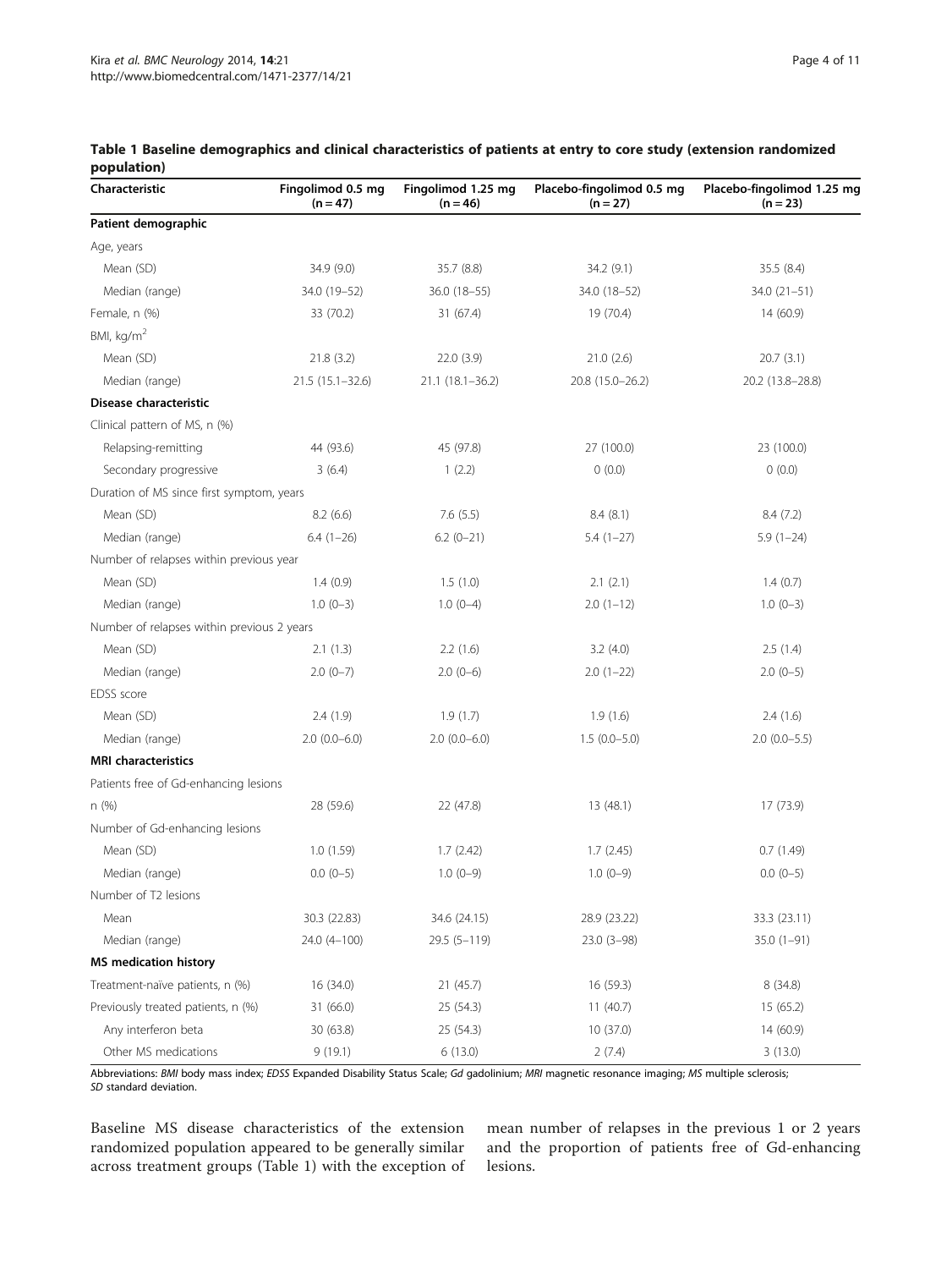**Table 1 Baseline demographics and clinical characteristics of patients at entry to core study (extension randomized population)**

| Characteristic | Fingolimod 0.5 mg (n = 47) | Fingolimod 1.25 mg (n = 46) | Placebo-fingolimod 0.5 mg (n = 27) | Placebo-fingolimod 1.25 mg (n = 23) |
|---|---|---|---|---|
| **Patient demographic** | | | | |
| Age, years | | | | |
| Mean (SD) | 34.9 (9.0) | 35.7 (8.8) | 34.2 (9.1) | 35.5 (8.4) |
| Median (range) | 34.0 (19–52) | 36.0 (18–55) | 34.0 (18–52) | 34.0 (21–51) |
| Female, n (%) | 33 (70.2) | 31 (67.4) | 19 (70.4) | 14 (60.9) |
| BMI, kg/m$^2$ | | | | |
| Mean (SD) | 21.8 (3.2) | 22.0 (3.9) | 21.0 (2.6) | 20.7 (3.1) |
| Median (range) | 21.5 (15.1–32.6) | 21.1 (18.1–36.2) | 20.8 (15.0–26.2) | 20.2 (13.8–28.8) |
| **Disease characteristic** | | | | |
| Clinical pattern of MS, n (%) | | | | |
| Relapsing-remitting | 44 (93.6) | 45 (97.8) | 27 (100.0) | 23 (100.0) |
| Secondary progressive | 3 (6.4) | 1 (2.2) | 0 (0.0) | 0 (0.0) |
| Duration of MS since first symptom, years | | | | |
| Mean (SD) | 8.2 (6.6) | 7.6 (5.5) | 8.4 (8.1) | 8.4 (7.2) |
| Median (range) | 6.4 (1–26) | 6.2 (0–21) | 5.4 (1–27) | 5.9 (1–24) |
| Number of relapses within previous year | | | | |
| Mean (SD) | 1.4 (0.9) | 1.5 (1.0) | 2.1 (2.1) | 1.4 (0.7) |
| Median (range) | 1.0 (0–3) | 1.0 (0–4) | 2.0 (1–12) | 1.0 (0–3) |
| Number of relapses within previous 2 years | | | | |
| Mean (SD) | 2.1 (1.3) | 2.2 (1.6) | 3.2 (4.0) | 2.5 (1.4) |
| Median (range) | 2.0 (0–7) | 2.0 (0–6) | 2.0 (1–22) | 2.0 (0–5) |
| EDSS score | | | | |
| Mean (SD) | 2.4 (1.9) | 1.9 (1.7) | 1.9 (1.6) | 2.4 (1.6) |
| Median (range) | 2.0 (0.0–6.0) | 2.0 (0.0–6.0) | 1.5 (0.0–5.0) | 2.0 (0.0–5.5) |
| **MRI characteristics** | | | | |
| Patients free of Gd-enhancing lesions | | | | |
| n (%) | 28 (59.6) | 22 (47.8) | 13 (48.1) | 17 (73.9) |
| Number of Gd-enhancing lesions | | | | |
| Mean (SD) | 1.0 (1.59) | 1.7 (2.42) | 1.7 (2.45) | 0.7 (1.49) |
| Median (range) | 0.0 (0–5) | 1.0 (0–9) | 1.0 (0–9) | 0.0 (0–5) |
| Number of T2 lesions | | | | |
| Mean | 30.3 (22.83) | 34.6 (24.15) | 28.9 (23.22) | 33.3 (23.11) |
| Median (range) | 24.0 (4–100) | 29.5 (5–119) | 23.0 (3–98) | 35.0 (1–91) |
| **MS medication history** | | | | |
| Treatment-naïve patients, n (%) | 16 (34.0) | 21 (45.7) | 16 (59.3) | 8 (34.8) |
| Previously treated patients, n (%) | 31 (66.0) | 25 (54.3) | 11 (40.7) | 15 (65.2) |
| Any interferon beta | 30 (63.8) | 25 (54.3) | 10 (37.0) | 14 (60.9) |
| Other MS medications | 9 (19.1) | 6 (13.0) | 2 (7.4) | 3 (13.0) |

Abbreviations: *BMI* body mass index; *EDSS* Expanded Disability Status Scale; *Gd* gadolinium; *MRI* magnetic resonance imaging; *MS* multiple sclerosis; *SD* standard deviation.

Baseline MS disease characteristics of the extension randomized population appeared to be generally similar across treatment groups (Table 1) with the exception of mean number of relapses in the previous 1 or 2 years and the proportion of patients free of Gd-enhancing lesions.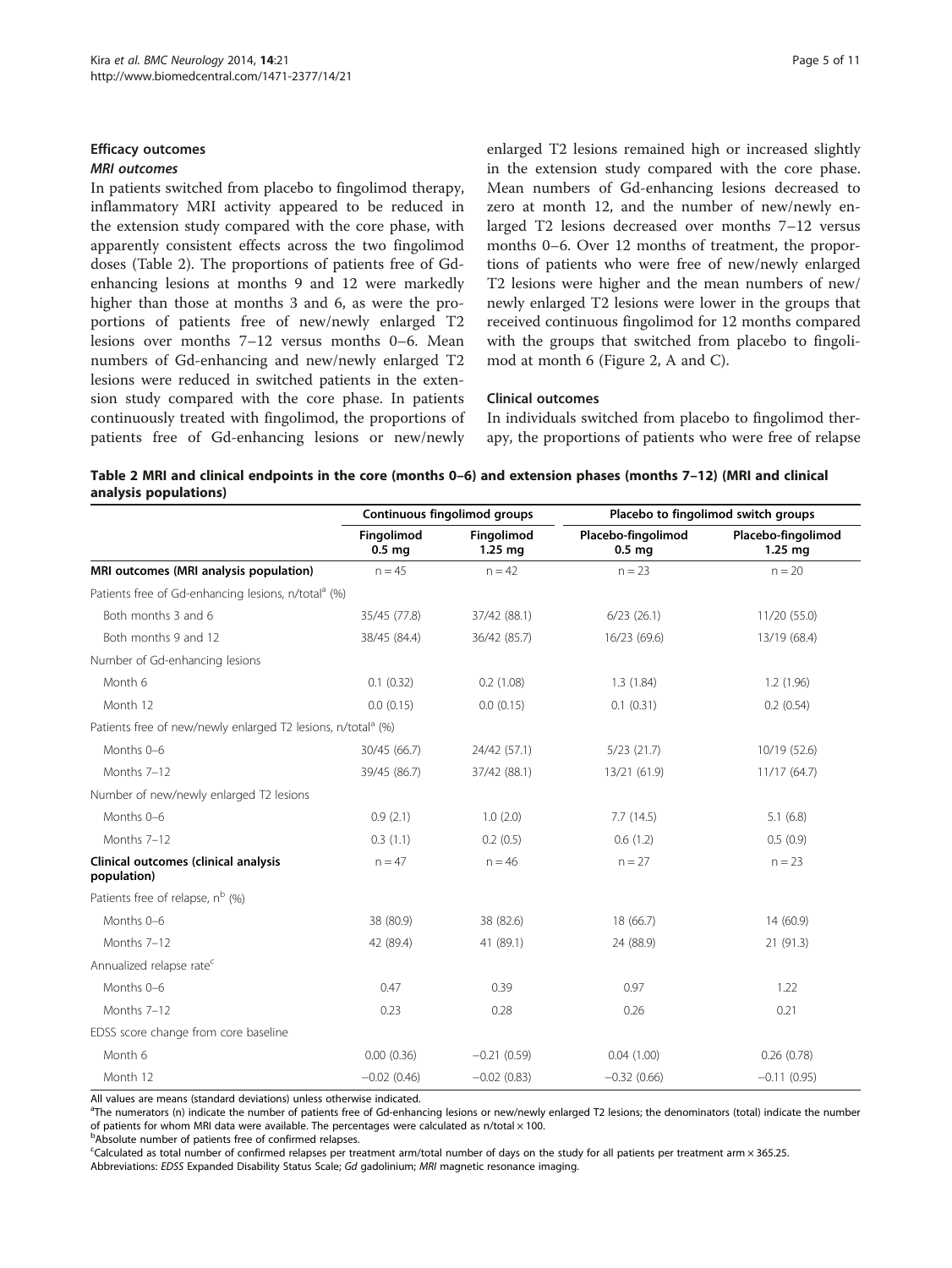## Efficacy outcomes

### *MRI outcomes*

In patients switched from placebo to fingolimod therapy, inflammatory MRI activity appeared to be reduced in the extension study compared with the core phase, with apparently consistent effects across the two fingolimod doses (Table 2). The proportions of patients free of Gd-enhancing lesions at months 9 and 12 were markedly higher than those at months 3 and 6, as were the proportions of patients free of new/newly enlarged T2 lesions over months 7–12 versus months 0–6. Mean numbers of Gd-enhancing and new/newly enlarged T2 lesions were reduced in switched patients in the extension study compared with the core phase. In patients continuously treated with fingolimod, the proportions of patients free of Gd-enhancing lesions or new/newly enlarged T2 lesions remained high or increased slightly in the extension study compared with the core phase. Mean numbers of Gd-enhancing lesions decreased to zero at month 12, and the number of new/newly enlarged T2 lesions decreased over months 7–12 versus months 0–6. Over 12 months of treatment, the proportions of patients who were free of new/newly enlarged T2 lesions were higher and the mean numbers of new/newly enlarged T2 lesions were lower in the groups that received continuous fingolimod for 12 months compared with the groups that switched from placebo to fingolimod at month 6 (Figure 2, A and C).

### *Clinical outcomes*

In individuals switched from placebo to fingolimod therapy, the proportions of patients who were free of relapse

**Table 2 MRI and clinical endpoints in the core (months 0–6) and extension phases (months 7–12) (MRI and clinical analysis populations)**

| | Continuous fingolimod groups | | Placebo to fingolimod switch groups | |
|---|---|---|---|---|
| | Fingolimod 0.5 mg | Fingolimod 1.25 mg | Placebo-fingolimod 0.5 mg | Placebo-fingolimod 1.25 mg |
| **MRI outcomes (MRI analysis population)** | n = 45 | n = 42 | n = 23 | n = 20 |
| Patients free of Gd-enhancing lesions, n/total[a] (%) | | | | |
| Both months 3 and 6 | 35/45 (77.8) | 37/42 (88.1) | 6/23 (26.1) | 11/20 (55.0) |
| Both months 9 and 12 | 38/45 (84.4) | 36/42 (85.7) | 16/23 (69.6) | 13/19 (68.4) |
| Number of Gd-enhancing lesions | | | | |
| Month 6 | 0.1 (0.32) | 0.2 (1.08) | 1.3 (1.84) | 1.2 (1.96) |
| Month 12 | 0.0 (0.15) | 0.0 (0.15) | 0.1 (0.31) | 0.2 (0.54) |
| Patients free of new/newly enlarged T2 lesions, n/total[a] (%) | | | | |
| Months 0–6 | 30/45 (66.7) | 24/42 (57.1) | 5/23 (21.7) | 10/19 (52.6) |
| Months 7–12 | 39/45 (86.7) | 37/42 (88.1) | 13/21 (61.9) | 11/17 (64.7) |
| Number of new/newly enlarged T2 lesions | | | | |
| Months 0–6 | 0.9 (2.1) | 1.0 (2.0) | 7.7 (14.5) | 5.1 (6.8) |
| Months 7–12 | 0.3 (1.1) | 0.2 (0.5) | 0.6 (1.2) | 0.5 (0.9) |
| **Clinical outcomes (clinical analysis population)** | n = 47 | n = 46 | n = 27 | n = 23 |
| Patients free of relapse, n[b] (%) | | | | |
| Months 0–6 | 38 (80.9) | 38 (82.6) | 18 (66.7) | 14 (60.9) |
| Months 7–12 | 42 (89.4) | 41 (89.1) | 24 (88.9) | 21 (91.3) |
| Annualized relapse rate[c] | | | | |
| Months 0–6 | 0.47 | 0.39 | 0.97 | 1.22 |
| Months 7–12 | 0.23 | 0.28 | 0.26 | 0.21 |
| EDSS score change from core baseline | | | | |
| Month 6 | 0.00 (0.36) | −0.21 (0.59) | 0.04 (1.00) | 0.26 (0.78) |
| Month 12 | −0.02 (0.46) | −0.02 (0.83) | −0.32 (0.66) | −0.11 (0.95) |

All values are means (standard deviations) unless otherwise indicated.
[a]The numerators (n) indicate the number of patients free of Gd-enhancing lesions or new/newly enlarged T2 lesions; the denominators (total) indicate the number of patients for whom MRI data were available. The percentages were calculated as n/total × 100.
[b]Absolute number of patients free of confirmed relapses.
[c]Calculated as total number of confirmed relapses per treatment arm/total number of days on the study for all patients per treatment arm × 365.25.
Abbreviations: *EDSS* Expanded Disability Status Scale; *Gd* gadolinium; *MRI* magnetic resonance imaging.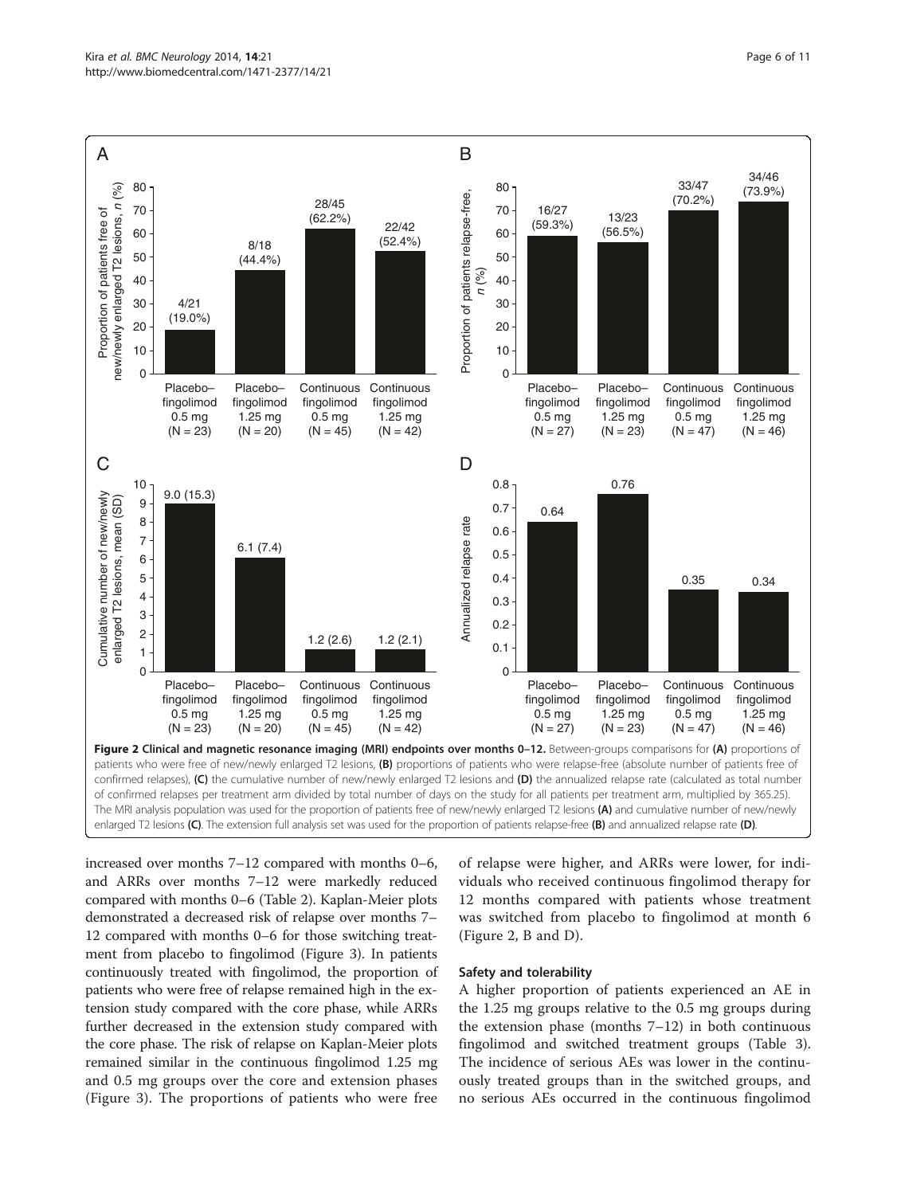Figure 2 Clinical and magnetic resonance imaging (MRI) endpoints over months 0–12. Between-groups comparisons for (A) proportions of patients who were free of new/newly enlarged T2 lesions, (B) proportions of patients who were relapse-free (absolute number of patients free of confirmed relapses), (C) the cumulative number of new/newly enlarged T2 lesions and (D) the annualized relapse rate (calculated as total number of confirmed relapses per treatment arm divided by total number of days on the study for all patients per treatment arm, multiplied by 365.25). The MRI analysis population was used for the proportion of patients free of new/newly enlarged T2 lesions (A) and cumulative number of new/newly enlarged T2 lesions (C). The extension full analysis set was used for the proportion of patients relapse-free (B) and annualized relapse rate (D).

increased over months 7–12 compared with months 0–6, and ARRs over months 7–12 were markedly reduced compared with months 0–6 (Table 2). Kaplan-Meier plots demonstrated a decreased risk of relapse over months 7–12 compared with months 0–6 for those switching treatment from placebo to fingolimod (Figure 3). In patients continuously treated with fingolimod, the proportion of patients who were free of relapse remained high in the extension study compared with the core phase, while ARRs further decreased in the extension study compared with the core phase. The risk of relapse on Kaplan-Meier plots remained similar in the continuous fingolimod 1.25 mg and 0.5 mg groups over the core and extension phases (Figure 3). The proportions of patients who were free of relapse were higher, and ARRs were lower, for individuals who received continuous fingolimod therapy for 12 months compared with patients whose treatment was switched from placebo to fingolimod at month 6 (Figure 2, B and D).

### Safety and tolerability

A higher proportion of patients experienced an AE in the 1.25 mg groups relative to the 0.5 mg groups during the extension phase (months 7–12) in both continuous fingolimod and switched treatment groups (Table 3). The incidence of serious AEs was lower in the continuously treated groups than in the switched groups, and no serious AEs occurred in the continuous fingolimod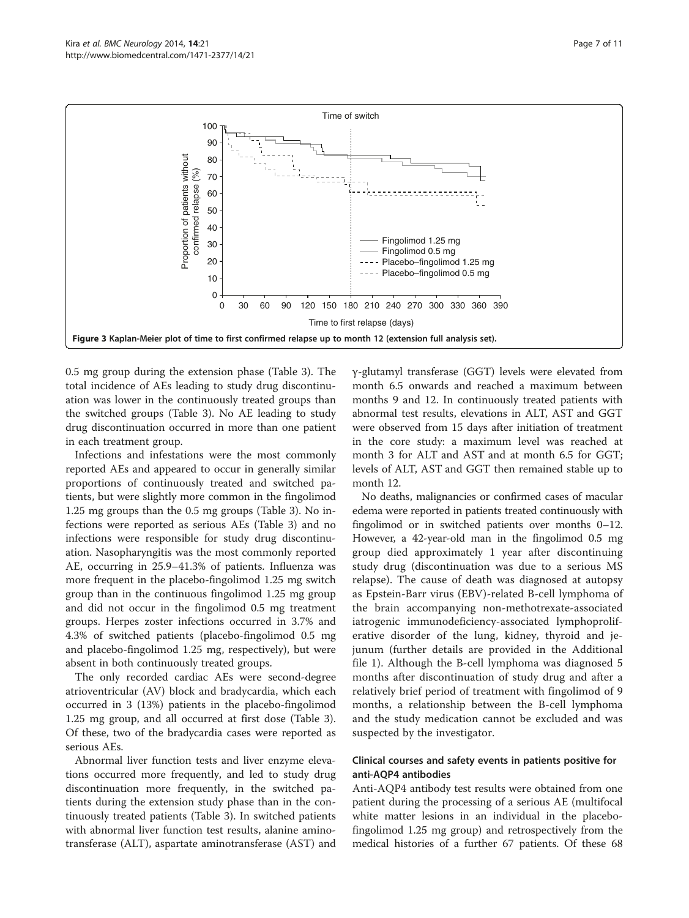Figure 3 Kaplan-Meier plot of time to first confirmed relapse up to month 12 (extension full analysis set).

0.5 mg group during the extension phase (Table 3). The total incidence of AEs leading to study drug discontinuation was lower in the continuously treated groups than the switched groups (Table 3). No AE leading to study drug discontinuation occurred in more than one patient in each treatment group.

Infections and infestations were the most commonly reported AEs and appeared to occur in generally similar proportions of continuously treated and switched patients, but were slightly more common in the fingolimod 1.25 mg groups than the 0.5 mg groups (Table 3). No infections were reported as serious AEs (Table 3) and no infections were responsible for study drug discontinuation. Nasopharyngitis was the most commonly reported AE, occurring in 25.9–41.3% of patients. Influenza was more frequent in the placebo-fingolimod 1.25 mg switch group than in the continuous fingolimod 1.25 mg group and did not occur in the fingolimod 0.5 mg treatment groups. Herpes zoster infections occurred in 3.7% and 4.3% of switched patients (placebo-fingolimod 0.5 mg and placebo-fingolimod 1.25 mg, respectively), but were absent in both continuously treated groups.

The only recorded cardiac AEs were second-degree atrioventricular (AV) block and bradycardia, which each occurred in 3 (13%) patients in the placebo-fingolimod 1.25 mg group, and all occurred at first dose (Table 3). Of these, two of the bradycardia cases were reported as serious AEs.

Abnormal liver function tests and liver enzyme elevations occurred more frequently, and led to study drug discontinuation more frequently, in the switched patients during the extension study phase than in the continuously treated patients (Table 3). In switched patients with abnormal liver function test results, alanine aminotransferase (ALT), aspartate aminotransferase (AST) and γ-glutamyl transferase (GGT) levels were elevated from month 6.5 onwards and reached a maximum between months 9 and 12. In continuously treated patients with abnormal test results, elevations in ALT, AST and GGT were observed from 15 days after initiation of treatment in the core study: a maximum level was reached at month 3 for ALT and AST and at month 6.5 for GGT; levels of ALT, AST and GGT then remained stable up to month 12.

No deaths, malignancies or confirmed cases of macular edema were reported in patients treated continuously with fingolimod or in switched patients over months 0–12. However, a 42-year-old man in the fingolimod 0.5 mg group died approximately 1 year after discontinuing study drug (discontinuation was due to a serious MS relapse). The cause of death was diagnosed at autopsy as Epstein-Barr virus (EBV)-related B-cell lymphoma of the brain accompanying non-methotrexate-associated iatrogenic immunodeficiency-associated lymphoproliferative disorder of the lung, kidney, thyroid and jejunum (further details are provided in the Additional file 1). Although the B-cell lymphoma was diagnosed 5 months after discontinuation of study drug and after a relatively brief period of treatment with fingolimod of 9 months, a relationship between the B-cell lymphoma and the study medication cannot be excluded and was suspected by the investigator.

### Clinical courses and safety events in patients positive for anti-AQP4 antibodies

Anti-AQP4 antibody test results were obtained from one patient during the processing of a serious AE (multifocal white matter lesions in an individual in the placebo-fingolimod 1.25 mg group) and retrospectively from the medical histories of a further 67 patients. Of these 68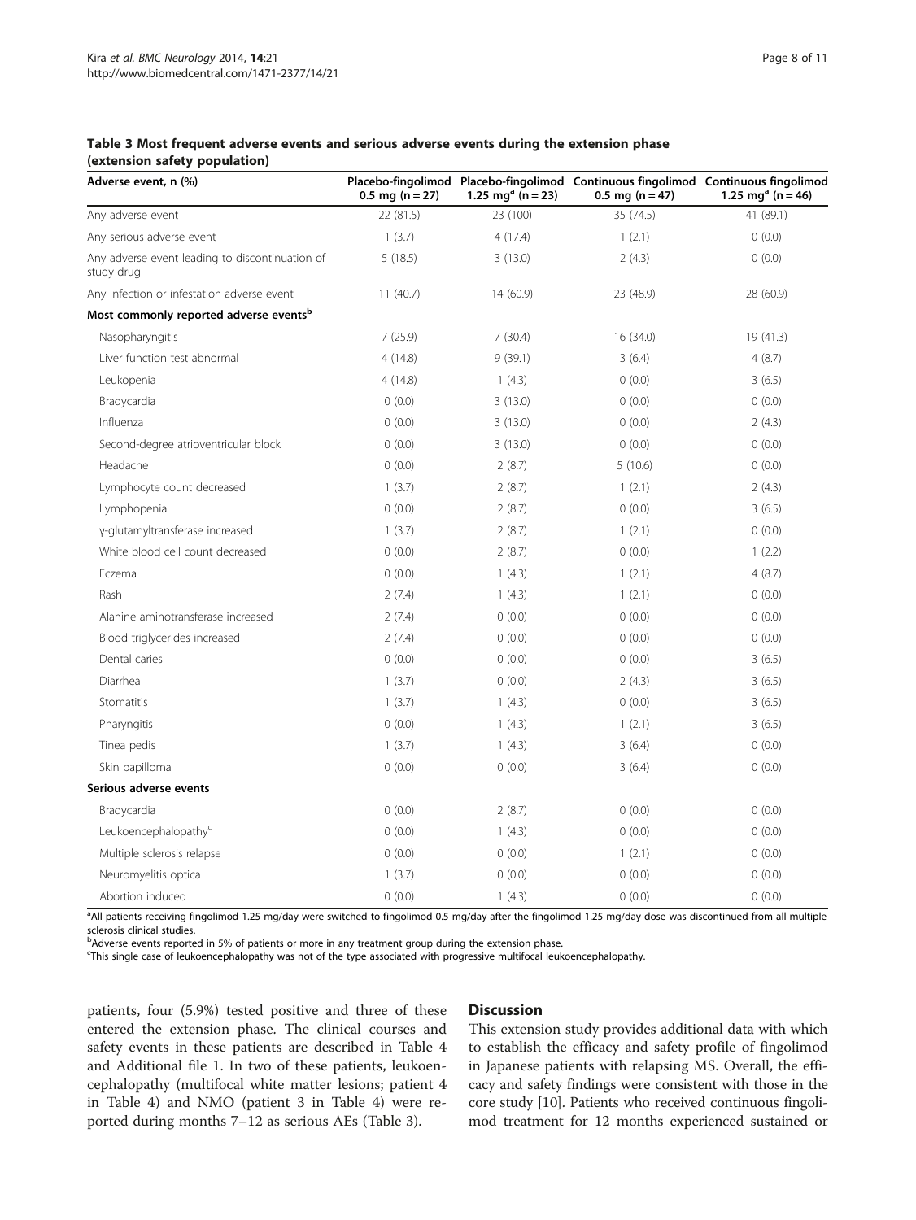**Table 3 Most frequent adverse events and serious adverse events during the extension phase (extension safety population)**

| Adverse event, n (%) | Placebo-fingolimod 0.5 mg (n = 27) | Placebo-fingolimod 1.25 mg[a] (n = 23) | Continuous fingolimod 0.5 mg (n = 47) | Continuous fingolimod 1.25 mg[a] (n = 46) |
|---|---|---|---|---|
| Any adverse event | 22 (81.5) | 23 (100) | 35 (74.5) | 41 (89.1) |
| Any serious adverse event | 1 (3.7) | 4 (17.4) | 1 (2.1) | 0 (0.0) |
| Any adverse event leading to discontinuation of study drug | 5 (18.5) | 3 (13.0) | 2 (4.3) | 0 (0.0) |
| Any infection or infestation adverse event | 11 (40.7) | 14 (60.9) | 23 (48.9) | 28 (60.9) |
| **Most commonly reported adverse events[b]** | | | | |
| Nasopharyngitis | 7 (25.9) | 7 (30.4) | 16 (34.0) | 19 (41.3) |
| Liver function test abnormal | 4 (14.8) | 9 (39.1) | 3 (6.4) | 4 (8.7) |
| Leukopenia | 4 (14.8) | 1 (4.3) | 0 (0.0) | 3 (6.5) |
| Bradycardia | 0 (0.0) | 3 (13.0) | 0 (0.0) | 0 (0.0) |
| Influenza | 0 (0.0) | 3 (13.0) | 0 (0.0) | 2 (4.3) |
| Second-degree atrioventricular block | 0 (0.0) | 3 (13.0) | 0 (0.0) | 0 (0.0) |
| Headache | 0 (0.0) | 2 (8.7) | 5 (10.6) | 0 (0.0) |
| Lymphocyte count decreased | 1 (3.7) | 2 (8.7) | 1 (2.1) | 2 (4.3) |
| Lymphopenia | 0 (0.0) | 2 (8.7) | 0 (0.0) | 3 (6.5) |
| γ-glutamyltransferase increased | 1 (3.7) | 2 (8.7) | 1 (2.1) | 0 (0.0) |
| White blood cell count decreased | 0 (0.0) | 2 (8.7) | 0 (0.0) | 1 (2.2) |
| Eczema | 0 (0.0) | 1 (4.3) | 1 (2.1) | 4 (8.7) |
| Rash | 2 (7.4) | 1 (4.3) | 1 (2.1) | 0 (0.0) |
| Alanine aminotransferase increased | 2 (7.4) | 0 (0.0) | 0 (0.0) | 0 (0.0) |
| Blood triglycerides increased | 2 (7.4) | 0 (0.0) | 0 (0.0) | 0 (0.0) |
| Dental caries | 0 (0.0) | 0 (0.0) | 0 (0.0) | 3 (6.5) |
| Diarrhea | 1 (3.7) | 0 (0.0) | 2 (4.3) | 3 (6.5) |
| Stomatitis | 1 (3.7) | 1 (4.3) | 0 (0.0) | 3 (6.5) |
| Pharyngitis | 0 (0.0) | 1 (4.3) | 1 (2.1) | 3 (6.5) |
| Tinea pedis | 1 (3.7) | 1 (4.3) | 3 (6.4) | 0 (0.0) |
| Skin papilloma | 0 (0.0) | 0 (0.0) | 3 (6.4) | 0 (0.0) |
| **Serious adverse events** | | | | |
| Bradycardia | 0 (0.0) | 2 (8.7) | 0 (0.0) | 0 (0.0) |
| Leukoencephalopathy[c] | 0 (0.0) | 1 (4.3) | 0 (0.0) | 0 (0.0) |
| Multiple sclerosis relapse | 0 (0.0) | 0 (0.0) | 1 (2.1) | 0 (0.0) |
| Neuromyelitis optica | 1 (3.7) | 0 (0.0) | 0 (0.0) | 0 (0.0) |
| Abortion induced | 0 (0.0) | 1 (4.3) | 0 (0.0) | 0 (0.0) |

[a]All patients receiving fingolimod 1.25 mg/day were switched to fingolimod 0.5 mg/day after the fingolimod 1.25 mg/day dose was discontinued from all multiple sclerosis clinical studies.
[b]Adverse events reported in 5% of patients or more in any treatment group during the extension phase.
[c]This single case of leukoencephalopathy was not of the type associated with progressive multifocal leukoencephalopathy.

patients, four (5.9%) tested positive and three of these entered the extension phase. The clinical courses and safety events in these patients are described in Table 4 and Additional file 1. In two of these patients, leukoencephalopathy (multifocal white matter lesions; patient 4 in Table 4) and NMO (patient 3 in Table 4) were reported during months 7–12 as serious AEs (Table 3).

## Discussion

This extension study provides additional data with which to establish the efficacy and safety profile of fingolimod in Japanese patients with relapsing MS. Overall, the efficacy and safety findings were consistent with those in the core study [10]. Patients who received continuous fingolimod treatment for 12 months experienced sustained or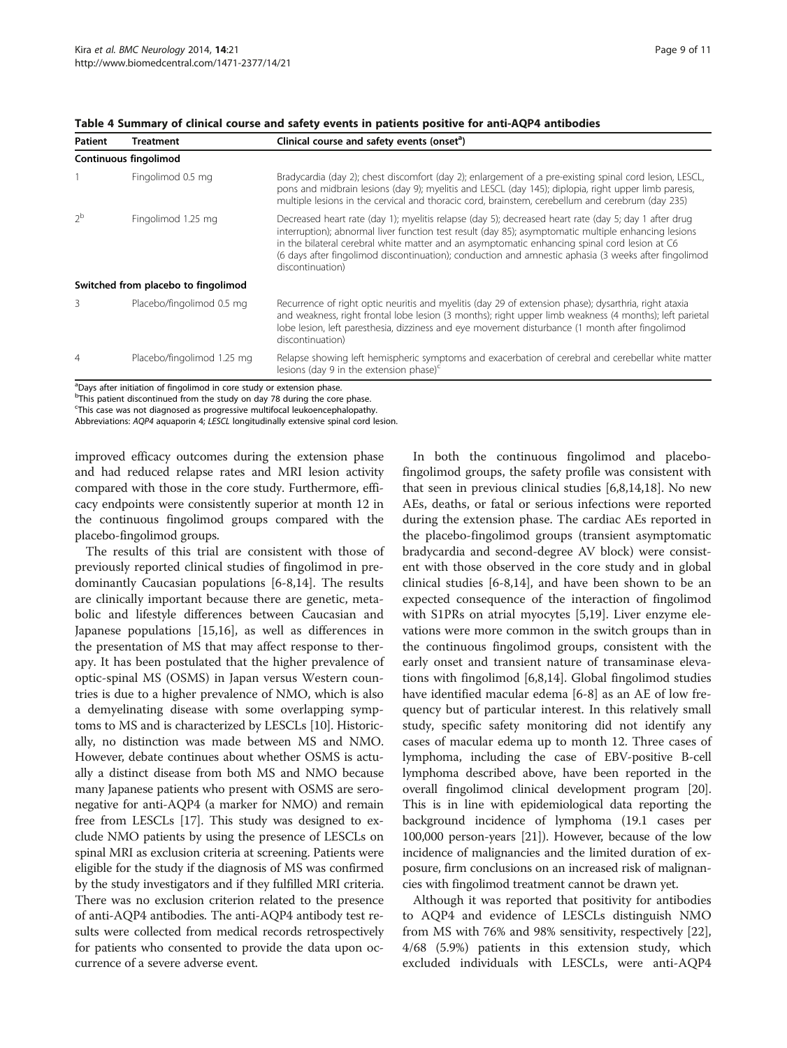**Table 4 Summary of clinical course and safety events in patients positive for anti-AQP4 antibodies**

| Patient | Treatment | Clinical course and safety events (onset[a]) |
|---|---|---|
| **Continuous fingolimod** | | |
| 1 | Fingolimod 0.5 mg | Bradycardia (day 2); chest discomfort (day 2); enlargement of a pre-existing spinal cord lesion, LESCL, pons and midbrain lesions (day 9); myelitis and LESCL (day 145); diplopia, right upper limb paresis, multiple lesions in the cervical and thoracic cord, brainstem, cerebellum and cerebrum (day 235) |
| 2[b] | Fingolimod 1.25 mg | Decreased heart rate (day 1); myelitis relapse (day 5); decreased heart rate (day 5; day 1 after drug interruption); abnormal liver function test result (day 85); asymptomatic multiple enhancing lesions in the bilateral cerebral white matter and an asymptomatic enhancing spinal cord lesion at C6 (6 days after fingolimod discontinuation); conduction and amnestic aphasia (3 weeks after fingolimod discontinuation) |
| **Switched from placebo to fingolimod** | | |
| 3 | Placebo/fingolimod 0.5 mg | Recurrence of right optic neuritis and myelitis (day 29 of extension phase); dysarthria, right ataxia and weakness, right frontal lobe lesion (3 months); right upper limb weakness (4 months); left parietal lobe lesion, left paresthesia, dizziness and eye movement disturbance (1 month after fingolimod discontinuation) |
| 4 | Placebo/fingolimod 1.25 mg | Relapse showing left hemispheric symptoms and exacerbation of cerebral and cerebellar white matter lesions (day 9 in the extension phase)[c] |

[a]Days after initiation of fingolimod in core study or extension phase.
[b]This patient discontinued from the study on day 78 during the core phase.
[c]This case was not diagnosed as progressive multifocal leukoencephalopathy.
Abbreviations: *AQP4* aquaporin 4; *LESCL* longitudinally extensive spinal cord lesion.

improved efficacy outcomes during the extension phase and had reduced relapse rates and MRI lesion activity compared with those in the core study. Furthermore, efficacy endpoints were consistently superior at month 12 in the continuous fingolimod groups compared with the placebo-fingolimod groups.

The results of this trial are consistent with those of previously reported clinical studies of fingolimod in predominantly Caucasian populations [6-8,14]. The results are clinically important because there are genetic, metabolic and lifestyle differences between Caucasian and Japanese populations [15,16], as well as differences in the presentation of MS that may affect response to therapy. It has been postulated that the higher prevalence of optic-spinal MS (OSMS) in Japan versus Western countries is due to a higher prevalence of NMO, which is also a demyelinating disease with some overlapping symptoms to MS and is characterized by LESCLs [10]. Historically, no distinction was made between MS and NMO. However, debate continues about whether OSMS is actually a distinct disease from both MS and NMO because many Japanese patients who present with OSMS are seronegative for anti-AQP4 (a marker for NMO) and remain free from LESCLs [17]. This study was designed to exclude NMO patients by using the presence of LESCLs on spinal MRI as exclusion criteria at screening. Patients were eligible for the study if the diagnosis of MS was confirmed by the study investigators and if they fulfilled MRI criteria. There was no exclusion criterion related to the presence of anti-AQP4 antibodies. The anti-AQP4 antibody test results were collected from medical records retrospectively for patients who consented to provide the data upon occurrence of a severe adverse event.

In both the continuous fingolimod and placebo-fingolimod groups, the safety profile was consistent with that seen in previous clinical studies [6,8,14,18]. No new AEs, deaths, or fatal or serious infections were reported during the extension phase. The cardiac AEs reported in the placebo-fingolimod groups (transient asymptomatic bradycardia and second-degree AV block) were consistent with those observed in the core study and in global clinical studies [6-8,14], and have been shown to be an expected consequence of the interaction of fingolimod with S1PRs on atrial myocytes [5,19]. Liver enzyme elevations were more common in the switch groups than in the continuous fingolimod groups, consistent with the early onset and transient nature of transaminase elevations with fingolimod [6,8,14]. Global fingolimod studies have identified macular edema [6-8] as an AE of low frequency but of particular interest. In this relatively small study, specific safety monitoring did not identify any cases of macular edema up to month 12. Three cases of lymphoma, including the case of EBV-positive B-cell lymphoma described above, have been reported in the overall fingolimod clinical development program [20]. This is in line with epidemiological data reporting the background incidence of lymphoma (19.1 cases per 100,000 person-years [21]). However, because of the low incidence of malignancies and the limited duration of exposure, firm conclusions on an increased risk of malignancies with fingolimod treatment cannot be drawn yet.

Although it was reported that positivity for antibodies to AQP4 and evidence of LESCLs distinguish NMO from MS with 76% and 98% sensitivity, respectively [22], 4/68 (5.9%) patients in this extension study, which excluded individuals with LESCLs, were anti-AQP4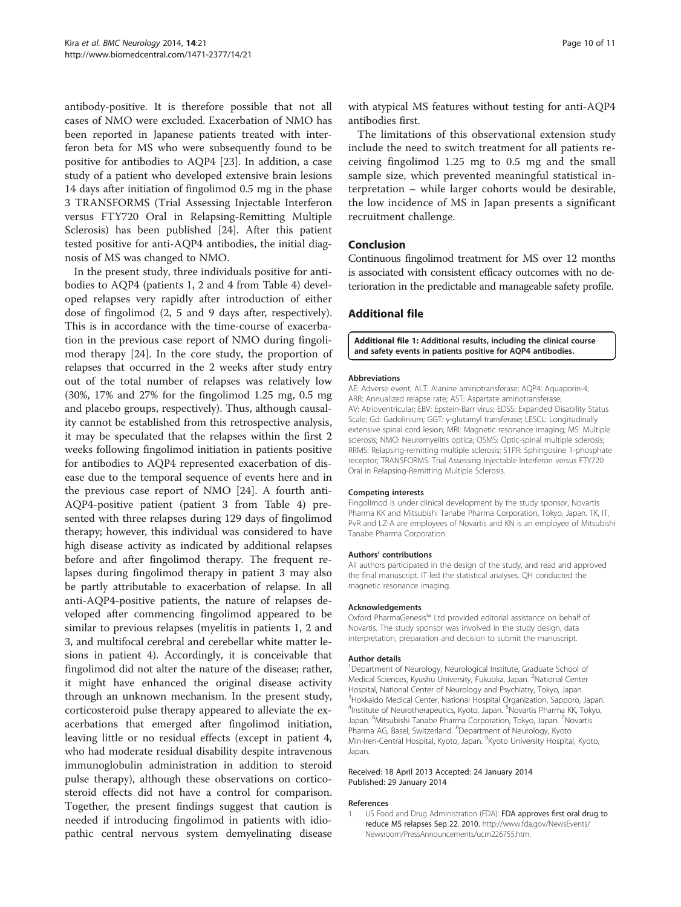antibody-positive. It is therefore possible that not all cases of NMO were excluded. Exacerbation of NMO has been reported in Japanese patients treated with interferon beta for MS who were subsequently found to be positive for antibodies to AQP4 [23]. In addition, a case study of a patient who developed extensive brain lesions 14 days after initiation of fingolimod 0.5 mg in the phase 3 TRANSFORMS (Trial Assessing Injectable Interferon versus FTY720 Oral in Relapsing-Remitting Multiple Sclerosis) has been published [24]. After this patient tested positive for anti-AQP4 antibodies, the initial diagnosis of MS was changed to NMO.

In the present study, three individuals positive for antibodies to AQP4 (patients 1, 2 and 4 from Table 4) developed relapses very rapidly after introduction of either dose of fingolimod (2, 5 and 9 days after, respectively). This is in accordance with the time-course of exacerbation in the previous case report of NMO during fingolimod therapy [24]. In the core study, the proportion of relapses that occurred in the 2 weeks after study entry out of the total number of relapses was relatively low (30%, 17% and 27% for the fingolimod 1.25 mg, 0.5 mg and placebo groups, respectively). Thus, although causality cannot be established from this retrospective analysis, it may be speculated that the relapses within the first 2 weeks following fingolimod initiation in patients positive for antibodies to AQP4 represented exacerbation of disease due to the temporal sequence of events here and in the previous case report of NMO [24]. A fourth anti-AQP4-positive patient (patient 3 from Table 4) presented with three relapses during 129 days of fingolimod therapy; however, this individual was considered to have high disease activity as indicated by additional relapses before and after fingolimod therapy. The frequent relapses during fingolimod therapy in patient 3 may also be partly attributable to exacerbation of relapse. In all anti-AQP4-positive patients, the nature of relapses developed after commencing fingolimod appeared to be similar to previous relapses (myelitis in patients 1, 2 and 3, and multifocal cerebral and cerebellar white matter lesions in patient 4). Accordingly, it is conceivable that fingolimod did not alter the nature of the disease; rather, it might have enhanced the original disease activity through an unknown mechanism. In the present study, corticosteroid pulse therapy appeared to alleviate the exacerbations that emerged after fingolimod initiation, leaving little or no residual effects (except in patient 4, who had moderate residual disability despite intravenous immunoglobulin administration in addition to steroid pulse therapy), although these observations on corticosteroid effects did not have a control for comparison. Together, the present findings suggest that caution is needed if introducing fingolimod in patients with idiopathic central nervous system demyelinating disease with atypical MS features without testing for anti-AQP4 antibodies first.

The limitations of this observational extension study include the need to switch treatment for all patients receiving fingolimod 1.25 mg to 0.5 mg and the small sample size, which prevented meaningful statistical interpretation – while larger cohorts would be desirable, the low incidence of MS in Japan presents a significant recruitment challenge.

## Conclusion

Continuous fingolimod treatment for MS over 12 months is associated with consistent efficacy outcomes with no deterioration in the predictable and manageable safety profile.

## Additional file

**Additional file 1: Additional results, including the clinical course and safety events in patients positive for AQP4 antibodies.**

#### Abbreviations

AE: Adverse event; ALT: Alanine aminotransferase; AQP4: Aquaporin-4; ARR: Annualized relapse rate; AST: Aspartate aminotransferase; AV: Atrioventricular; EBV: Epstein-Barr virus; EDSS: Expanded Disability Status Scale; Gd: Gadolinium; GGT: γ-glutamyl transferase; LESCL: Longitudinally extensive spinal cord lesion; MRI: Magnetic resonance imaging; MS: Multiple sclerosis; NMO: Neuromyelitis optica; OSMS: Optic-spinal multiple sclerosis; RRMS: Relapsing-remitting multiple sclerosis; S1PR: Sphingosine 1-phosphate receptor; TRANSFORMS: Trial Assessing Injectable Interferon versus FTY720 Oral in Relapsing-Remitting Multiple Sclerosis.

#### Competing interests

Fingolimod is under clinical development by the study sponsor, Novartis Pharma KK and Mitsubishi Tanabe Pharma Corporation, Tokyo, Japan. TK, IT, PvR and LZ-A are employees of Novartis and KN is an employee of Mitsubishi Tanabe Pharma Corporation.

#### Authors' contributions

All authors participated in the design of the study, and read and approved the final manuscript. IT led the statistical analyses. QH conducted the magnetic resonance imaging.

#### Acknowledgements

Oxford PharmaGenesis™ Ltd provided editorial assistance on behalf of Novartis. The study sponsor was involved in the study design, data interpretation, preparation and decision to submit the manuscript.

#### Author details

[1]Department of Neurology, Neurological Institute, Graduate School of Medical Sciences, Kyushu University, Fukuoka, Japan. [2]National Center Hospital, National Center of Neurology and Psychiatry, Tokyo, Japan. [3]Hokkaido Medical Center, National Hospital Organization, Sapporo, Japan. [4]Institute of Neurotherapeutics, Kyoto, Japan. [5]Novartis Pharma KK, Tokyo, Japan. [6]Mitsubishi Tanabe Pharma Corporation, Tokyo, Japan. [7]Novartis Pharma AG, Basel, Switzerland. [8]Department of Neurology, Kyoto Min-Iren-Central Hospital, Kyoto, Japan. [9]Kyoto University Hospital, Kyoto, Japan.

Received: 18 April 2013 Accepted: 24 January 2014
Published: 29 January 2014

#### References

1. US Food and Drug Administration (FDA): **FDA approves first oral drug to reduce MS relapses Sep 22. 2010.** http://www.fda.gov/NewsEvents/Newsroom/PressAnnouncements/ucm226755.htm.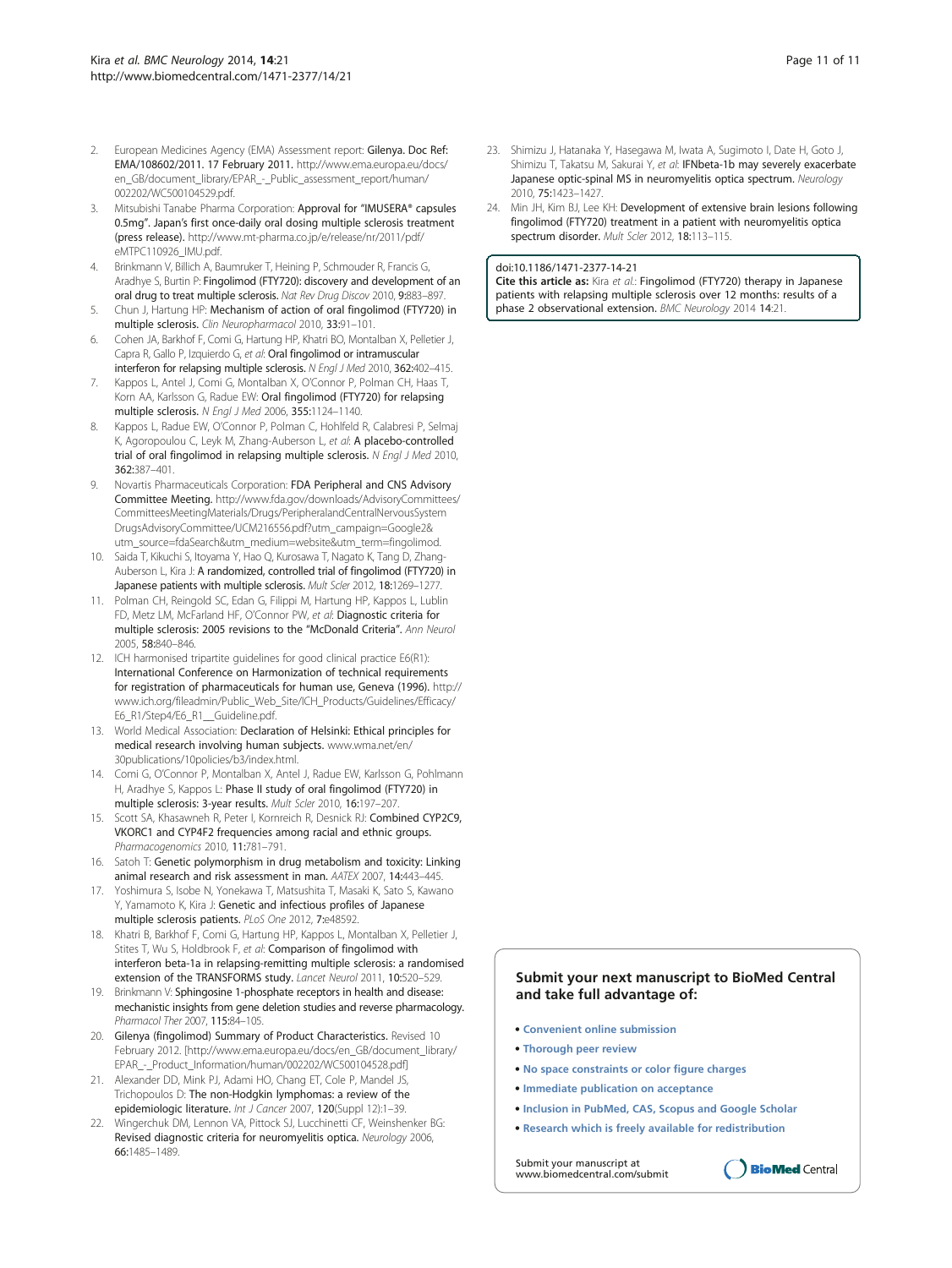2. European Medicines Agency (EMA) Assessment report: **Gilenya. Doc Ref: EMA/108602/2011. 17 February 2011.** http://www.ema.europa.eu/docs/en_GB/document_library/EPAR_-_Public_assessment_report/human/002202/WC500104529.pdf.
3. Mitsubishi Tanabe Pharma Corporation: **Approval for "IMUSERA® capsules 0.5mg". Japan's first once-daily oral dosing multiple sclerosis treatment (press release).** http://www.mt-pharma.co.jp/e/release/nr/2011/pdf/eMTPC110926_IMU.pdf.
4. Brinkmann V, Billich A, Baumruker T, Heining P, Schmouder R, Francis G, Aradhye S, Burtin P: **Fingolimod (FTY720): discovery and development of an oral drug to treat multiple sclerosis.** *Nat Rev Drug Discov* 2010, **9:**883–897.
5. Chun J, Hartung HP: **Mechanism of action of oral fingolimod (FTY720) in multiple sclerosis.** *Clin Neuropharmacol* 2010, **33:**91–101.
6. Cohen JA, Barkhof F, Comi G, Hartung HP, Khatri BO, Montalban X, Pelletier J, Capra R, Gallo P, Izquierdo G, *et al*: **Oral fingolimod or intramuscular interferon for relapsing multiple sclerosis.** *N Engl J Med* 2010, **362:**402–415.
7. Kappos L, Antel J, Comi G, Montalban X, O'Connor P, Polman CH, Haas T, Korn AA, Karlsson G, Radue EW: **Oral fingolimod (FTY720) for relapsing multiple sclerosis.** *N Engl J Med* 2006, **355:**1124–1140.
8. Kappos L, Radue EW, O'Connor P, Polman C, Hohlfeld R, Calabresi P, Selmaj K, Agoropoulou C, Leyk M, Zhang-Auberson L, *et al*: **A placebo-controlled trial of oral fingolimod in relapsing multiple sclerosis.** *N Engl J Med* 2010, **362:**387–401.
9. Novartis Pharmaceuticals Corporation: **FDA Peripheral and CNS Advisory Committee Meeting.** http://www.fda.gov/downloads/AdvisoryCommittees/CommitteesMeetingMaterials/Drugs/PeripheralandCentralNervousSystemDrugsAdvisoryCommittee/UCM216556.pdf?utm_campaign=Google2&utm_source=fdaSearch&utm_medium=website&utm_term=fingolimod.
10. Saida T, Kikuchi S, Itoyama Y, Hao Q, Kurosawa T, Nagato K, Tang D, Zhang-Auberson L, Kira J: **A randomized, controlled trial of fingolimod (FTY720) in Japanese patients with multiple sclerosis.** *Mult Scler* 2012, **18:**1269–1277.
11. Polman CH, Reingold SC, Edan G, Filippi M, Hartung HP, Kappos L, Lublin FD, Metz LM, McFarland HF, O'Connor PW, *et al*: **Diagnostic criteria for multiple sclerosis: 2005 revisions to the "McDonald Criteria".** *Ann Neurol* 2005, **58:**840–846.
12. ICH harmonised tripartite guidelines for good clinical practice E6(R1): **International Conference on Harmonization of technical requirements for registration of pharmaceuticals for human use, Geneva (1996).** http://www.ich.org/fileadmin/Public_Web_Site/ICH_Products/Guidelines/Efficacy/E6_R1/Step4/E6_R1__Guideline.pdf.
13. World Medical Association: **Declaration of Helsinki: Ethical principles for medical research involving human subjects.** www.wma.net/en/30publications/10policies/b3/index.html.
14. Comi G, O'Connor P, Montalban X, Antel J, Radue EW, Karlsson G, Pohlmann H, Aradhye S, Kappos L: **Phase II study of oral fingolimod (FTY720) in multiple sclerosis: 3-year results.** *Mult Scler* 2010, **16:**197–207.
15. Scott SA, Khasawneh R, Peter I, Kornreich R, Desnick RJ: **Combined CYP2C9, VKORC1 and CYP4F2 frequencies among racial and ethnic groups.** *Pharmacogenomics* 2010, **11:**781–791.
16. Satoh T: **Genetic polymorphism in drug metabolism and toxicity: Linking animal research and risk assessment in man.** *AATEX* 2007, **14:**443–445.
17. Yoshimura S, Isobe N, Yonekawa T, Matsushita T, Masaki K, Sato S, Kawano Y, Yamamoto K, Kira J: **Genetic and infectious profiles of Japanese multiple sclerosis patients.** *PLoS One* 2012, **7:**e48592.
18. Khatri B, Barkhof F, Comi G, Hartung HP, Kappos L, Montalban X, Pelletier J, Stites T, Wu S, Holdbrook F, *et al*: **Comparison of fingolimod with interferon beta-1a in relapsing-remitting multiple sclerosis: a randomised extension of the TRANSFORMS study.** *Lancet Neurol* 2011, **10:**520–529.
19. Brinkmann V: **Sphingosine 1-phosphate receptors in health and disease: mechanistic insights from gene deletion studies and reverse pharmacology.** *Pharmacol Ther* 2007, **115:**84–105.
20. **Gilenya (fingolimod) Summary of Product Characteristics.** Revised 10 February 2012. [http://www.ema.europa.eu/docs/en_GB/document_library/EPAR_-_Product_Information/human/002202/WC500104528.pdf]
21. Alexander DD, Mink PJ, Adami HO, Chang ET, Cole P, Mandel JS, Trichopoulos D: **The non-Hodgkin lymphomas: a review of the epidemiologic literature.** *Int J Cancer* 2007, **120**(Suppl 12):1–39.
22. Wingerchuk DM, Lennon VA, Pittock SJ, Lucchinetti CF, Weinshenker BG: **Revised diagnostic criteria for neuromyelitis optica.** *Neurology* 2006, **66:**1485–1489.
23. Shimizu J, Hatanaka Y, Hasegawa M, Iwata A, Sugimoto I, Date H, Goto J, Shimizu T, Takatsu M, Sakurai Y, *et al*: **IFNbeta-1b may severely exacerbate Japanese optic-spinal MS in neuromyelitis optica spectrum.** *Neurology* 2010, **75:**1423–1427.
24. Min JH, Kim BJ, Lee KH: **Development of extensive brain lesions following fingolimod (FTY720) treatment in a patient with neuromyelitis optica spectrum disorder.** *Mult Scler* 2012, **18:**113–115.

doi:10.1186/1471-2377-14-21
**Cite this article as:** Kira *et al.*: Fingolimod (FTY720) therapy in Japanese patients with relapsing multiple sclerosis over 12 months: results of a phase 2 observational extension. *BMC Neurology* 2014 **14**:21.

**Submit your next manuscript to BioMed Central and take full advantage of:**

- **Convenient online submission**
- **Thorough peer review**
- **No space constraints or color figure charges**
- **Immediate publication on acceptance**
- **Inclusion in PubMed, CAS, Scopus and Google Scholar**
- **Research which is freely available for redistribution**

Submit your manuscript at
www.biomedcentral.com/submit

BioMed Central